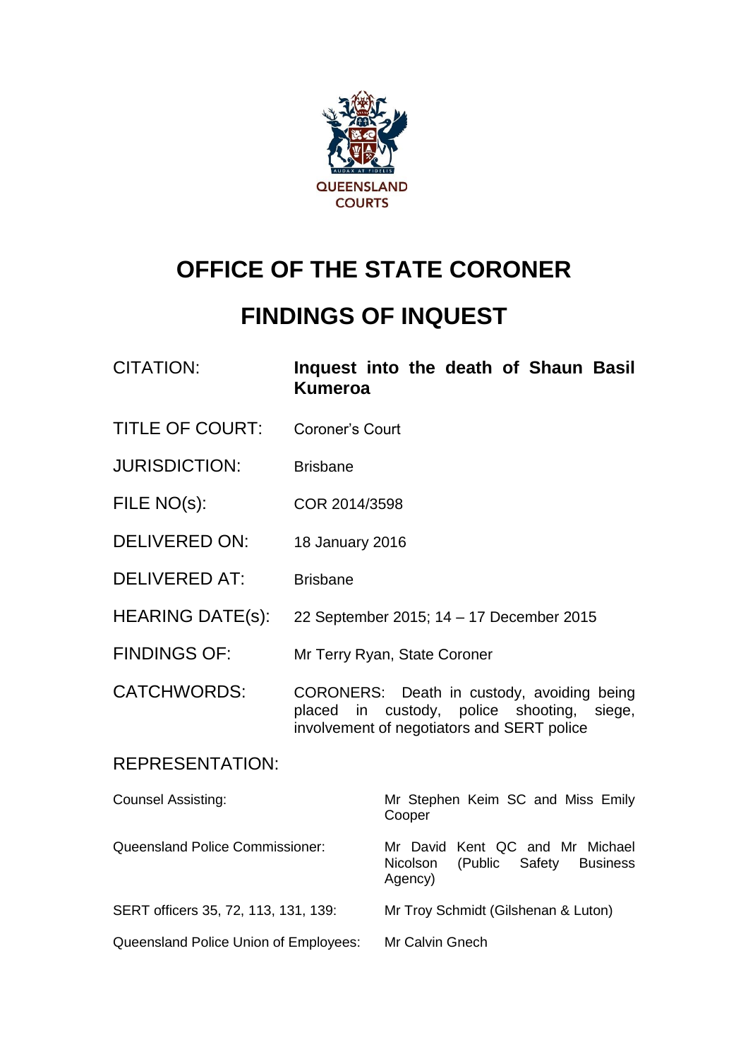QUEENSLAND COURTS

# OFFICE OF THE STATE CORONER

# FINDINGS OF INQUEST

| | |
|---|---|
| CITATION: | **Inquest into the death of Shaun Basil Kumeroa** |
| TITLE OF COURT: | Coroner's Court |
| JURISDICTION: | Brisbane |
| FILE NO(s): | COR 2014/3598 |
| DELIVERED ON: | 18 January 2016 |
| DELIVERED AT: | Brisbane |
| HEARING DATE(s): | 22 September 2015; 14 – 17 December 2015 |
| FINDINGS OF: | Mr Terry Ryan, State Coroner |
| CATCHWORDS: | CORONERS: Death in custody, avoiding being placed in custody, police shooting, siege, involvement of negotiators and SERT police |

REPRESENTATION:

| | |
|---|---|
| Counsel Assisting: | Mr Stephen Keim SC and Miss Emily Cooper |
| Queensland Police Commissioner: | Mr David Kent QC and Mr Michael Nicolson (Public Safety Business Agency) |
| SERT officers 35, 72, 113, 131, 139: | Mr Troy Schmidt (Gilshenan & Luton) |
| Queensland Police Union of Employees: | Mr Calvin Gnech |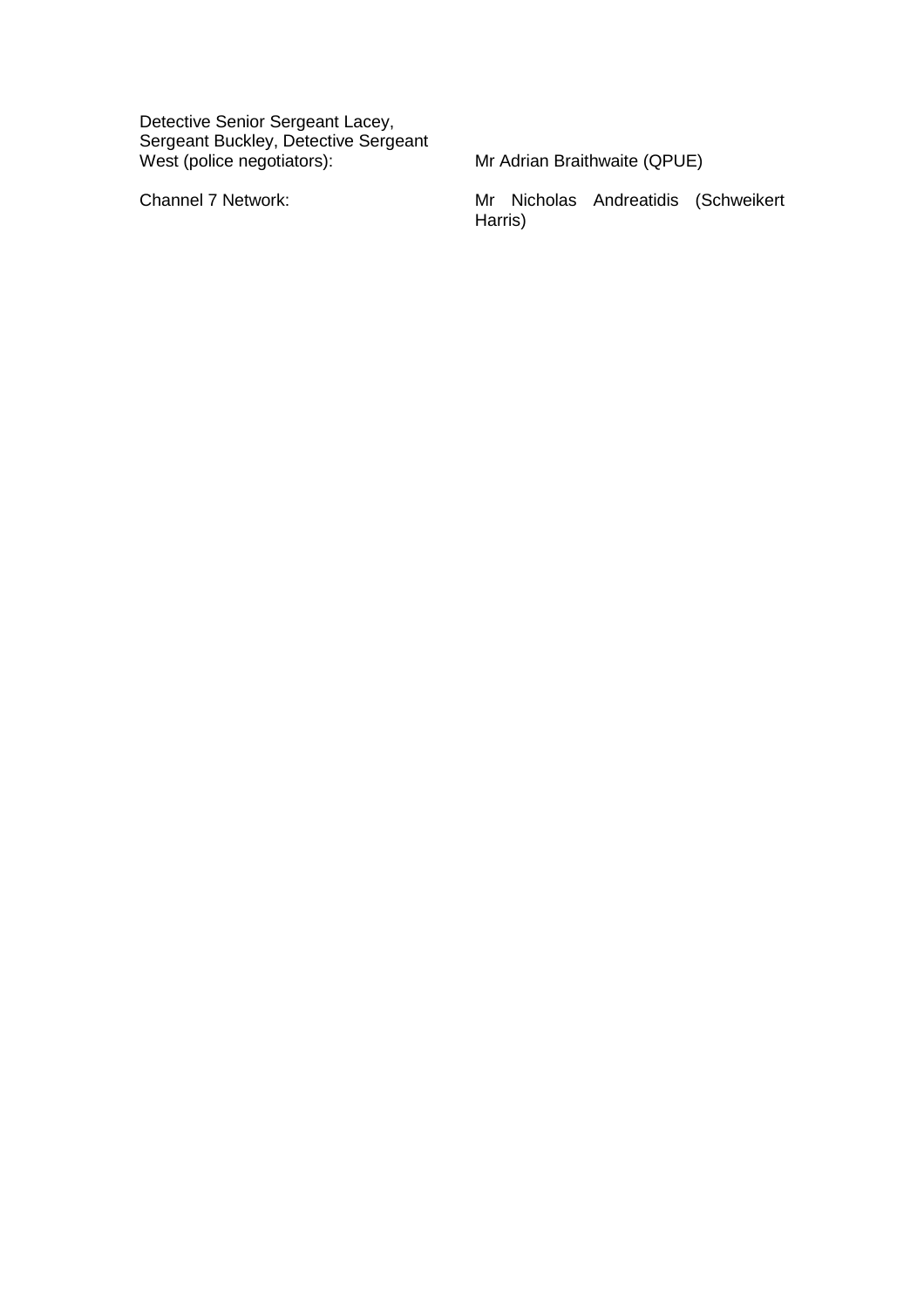| | |
|---|---|
| Detective Senior Sergeant Lacey, Sergeant Buckley, Detective Sergeant West (police negotiators): | Mr Adrian Braithwaite (QPUE) |
| Channel 7 Network: | Mr Nicholas Andreatidis (Schweikert Harris) |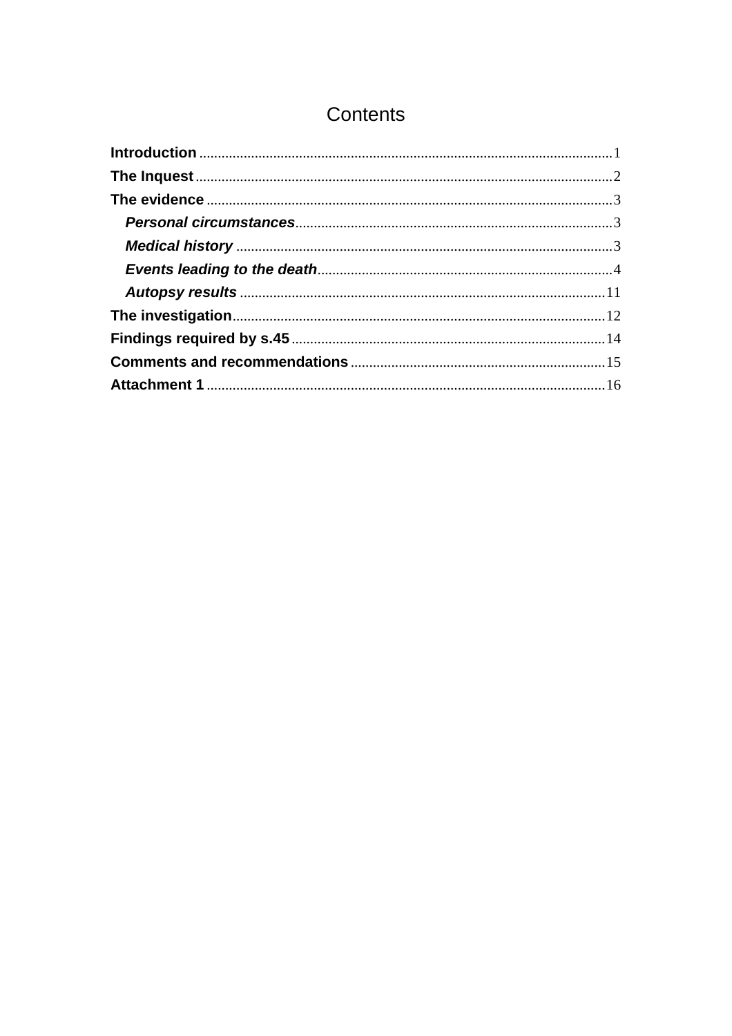# Contents

**Introduction** .............................................................................................................1
**The Inquest** ...............................................................................................................2
**The evidence** .............................................................................................................3
  ***Personal circumstances*** ......................................................................................3
  ***Medical history*** .....................................................................................................3
  ***Events leading to the death*** ...............................................................................4
  ***Autopsy results*** ..................................................................................................11
**The investigation** ....................................................................................................12
**Findings required by s.45** ....................................................................................14
**Comments and recommendations** .....................................................................15
**Attachment 1** ...........................................................................................................16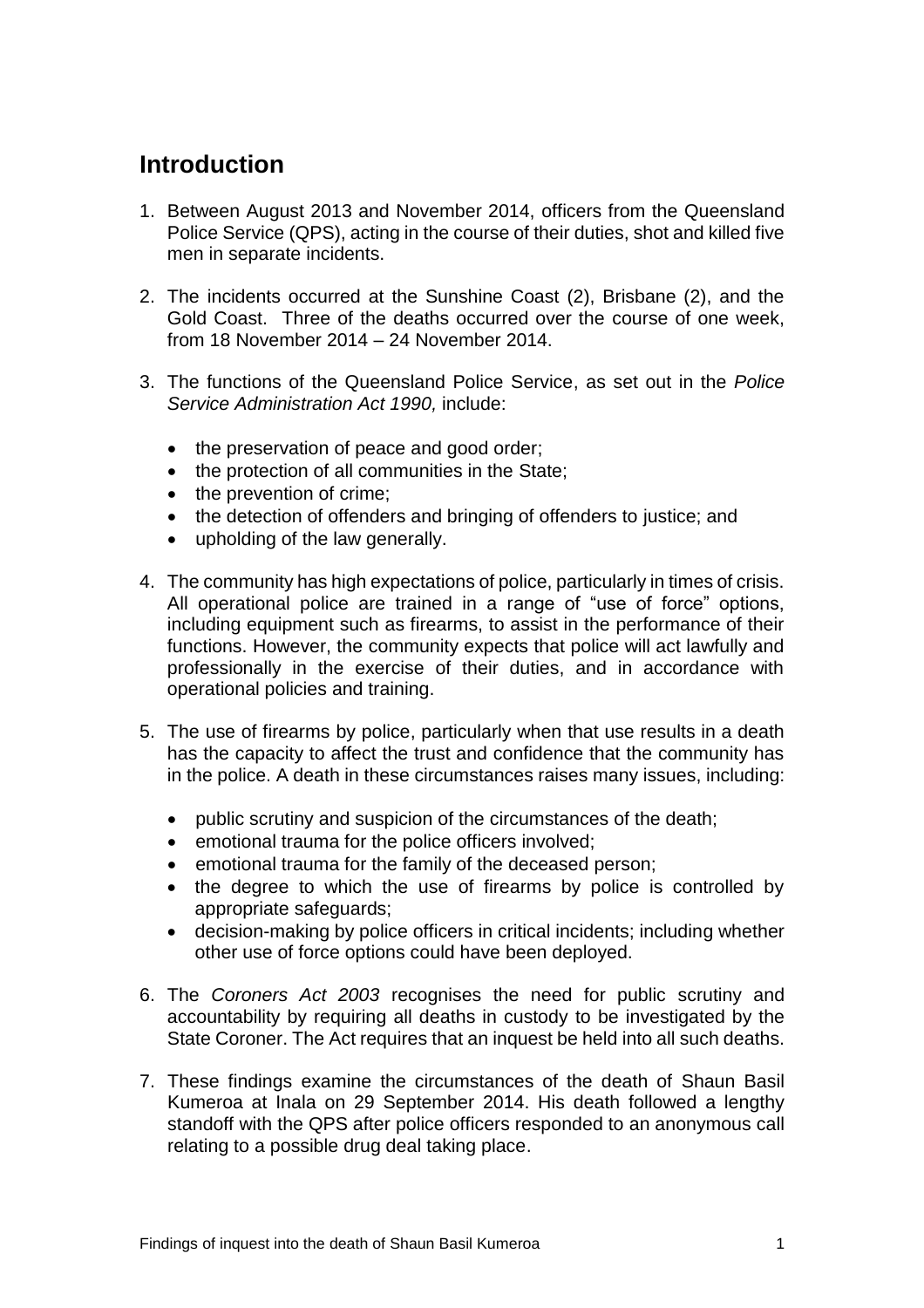## Introduction

1. Between August 2013 and November 2014, officers from the Queensland Police Service (QPS), acting in the course of their duties, shot and killed five men in separate incidents.

2. The incidents occurred at the Sunshine Coast (2), Brisbane (2), and the Gold Coast. Three of the deaths occurred over the course of one week, from 18 November 2014 – 24 November 2014.

3. The functions of the Queensland Police Service, as set out in the *Police Service Administration Act 1990,* include:

   - the preservation of peace and good order;
   - the protection of all communities in the State;
   - the prevention of crime;
   - the detection of offenders and bringing of offenders to justice; and
   - upholding of the law generally.

4. The community has high expectations of police, particularly in times of crisis. All operational police are trained in a range of "use of force" options, including equipment such as firearms, to assist in the performance of their functions. However, the community expects that police will act lawfully and professionally in the exercise of their duties, and in accordance with operational policies and training.

5. The use of firearms by police, particularly when that use results in a death has the capacity to affect the trust and confidence that the community has in the police. A death in these circumstances raises many issues, including:

   - public scrutiny and suspicion of the circumstances of the death;
   - emotional trauma for the police officers involved;
   - emotional trauma for the family of the deceased person;
   - the degree to which the use of firearms by police is controlled by appropriate safeguards;
   - decision-making by police officers in critical incidents; including whether other use of force options could have been deployed.

6. The *Coroners Act 2003* recognises the need for public scrutiny and accountability by requiring all deaths in custody to be investigated by the State Coroner. The Act requires that an inquest be held into all such deaths.

7. These findings examine the circumstances of the death of Shaun Basil Kumeroa at Inala on 29 September 2014. His death followed a lengthy standoff with the QPS after police officers responded to an anonymous call relating to a possible drug deal taking place.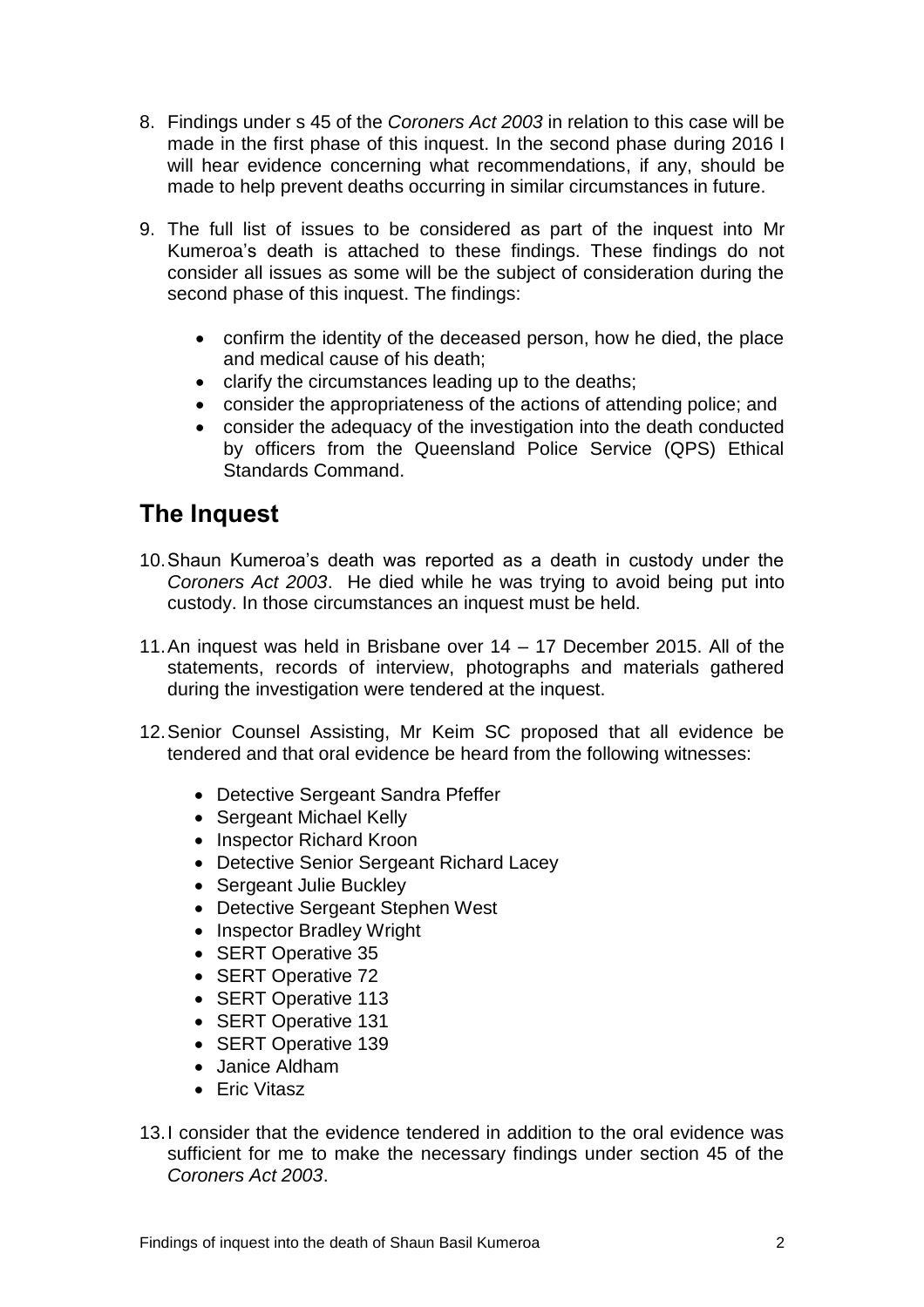8. Findings under s 45 of the *Coroners Act 2003* in relation to this case will be made in the first phase of this inquest. In the second phase during 2016 I will hear evidence concerning what recommendations, if any, should be made to help prevent deaths occurring in similar circumstances in future.

9. The full list of issues to be considered as part of the inquest into Mr Kumeroa's death is attached to these findings. These findings do not consider all issues as some will be the subject of consideration during the second phase of this inquest. The findings:

    - confirm the identity of the deceased person, how he died, the place and medical cause of his death;
    - clarify the circumstances leading up to the deaths;
    - consider the appropriateness of the actions of attending police; and
    - consider the adequacy of the investigation into the death conducted by officers from the Queensland Police Service (QPS) Ethical Standards Command.

## The Inquest

10. Shaun Kumeroa's death was reported as a death in custody under the *Coroners Act 2003*. He died while he was trying to avoid being put into custody. In those circumstances an inquest must be held.

11. An inquest was held in Brisbane over 14 – 17 December 2015. All of the statements, records of interview, photographs and materials gathered during the investigation were tendered at the inquest.

12. Senior Counsel Assisting, Mr Keim SC proposed that all evidence be tendered and that oral evidence be heard from the following witnesses:

    - Detective Sergeant Sandra Pfeffer
    - Sergeant Michael Kelly
    - Inspector Richard Kroon
    - Detective Senior Sergeant Richard Lacey
    - Sergeant Julie Buckley
    - Detective Sergeant Stephen West
    - Inspector Bradley Wright
    - SERT Operative 35
    - SERT Operative 72
    - SERT Operative 113
    - SERT Operative 131
    - SERT Operative 139
    - Janice Aldham
    - Eric Vitasz

13. I consider that the evidence tendered in addition to the oral evidence was sufficient for me to make the necessary findings under section 45 of the *Coroners Act 2003*.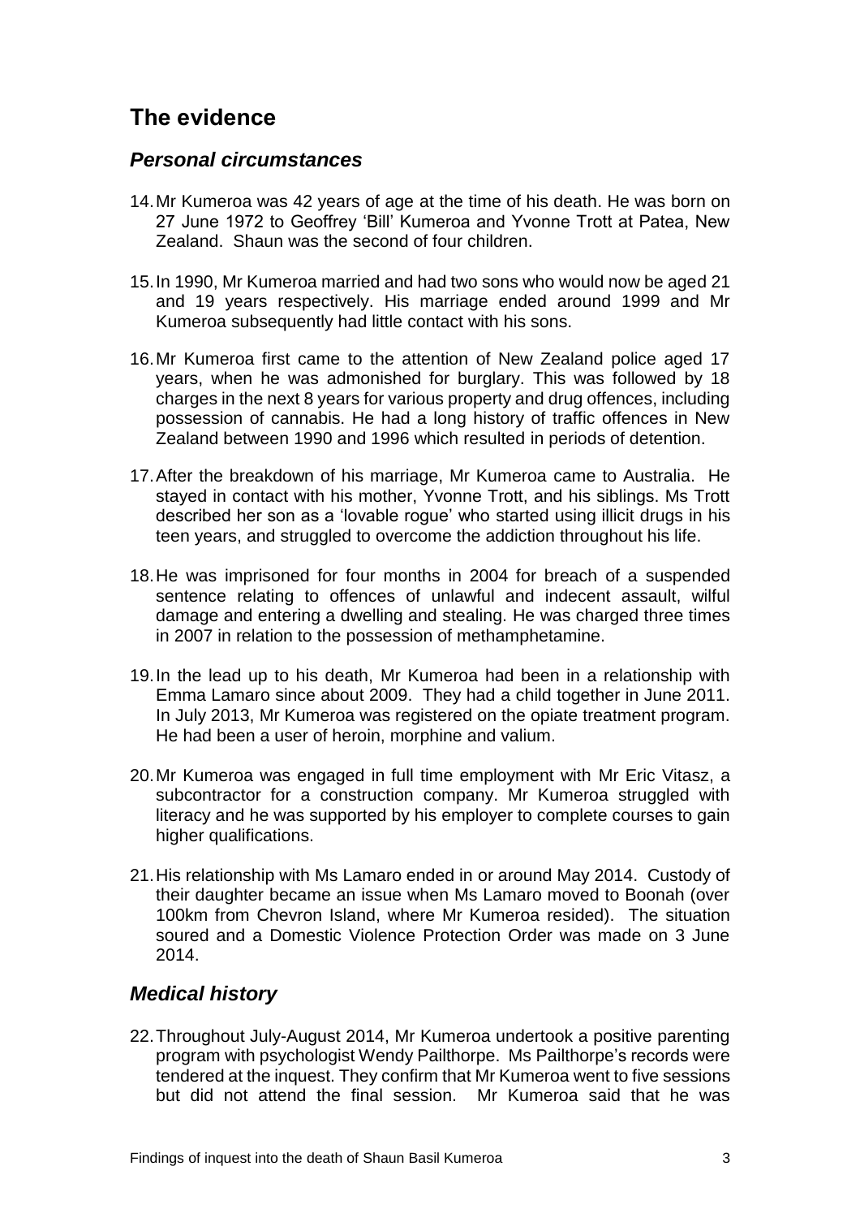## The evidence

### *Personal circumstances*

14. Mr Kumeroa was 42 years of age at the time of his death. He was born on 27 June 1972 to Geoffrey 'Bill' Kumeroa and Yvonne Trott at Patea, New Zealand. Shaun was the second of four children.

15. In 1990, Mr Kumeroa married and had two sons who would now be aged 21 and 19 years respectively. His marriage ended around 1999 and Mr Kumeroa subsequently had little contact with his sons.

16. Mr Kumeroa first came to the attention of New Zealand police aged 17 years, when he was admonished for burglary. This was followed by 18 charges in the next 8 years for various property and drug offences, including possession of cannabis. He had a long history of traffic offences in New Zealand between 1990 and 1996 which resulted in periods of detention.

17. After the breakdown of his marriage, Mr Kumeroa came to Australia. He stayed in contact with his mother, Yvonne Trott, and his siblings. Ms Trott described her son as a 'lovable rogue' who started using illicit drugs in his teen years, and struggled to overcome the addiction throughout his life.

18. He was imprisoned for four months in 2004 for breach of a suspended sentence relating to offences of unlawful and indecent assault, wilful damage and entering a dwelling and stealing. He was charged three times in 2007 in relation to the possession of methamphetamine.

19. In the lead up to his death, Mr Kumeroa had been in a relationship with Emma Lamaro since about 2009. They had a child together in June 2011. In July 2013, Mr Kumeroa was registered on the opiate treatment program. He had been a user of heroin, morphine and valium.

20. Mr Kumeroa was engaged in full time employment with Mr Eric Vitasz, a subcontractor for a construction company. Mr Kumeroa struggled with literacy and he was supported by his employer to complete courses to gain higher qualifications.

21. His relationship with Ms Lamaro ended in or around May 2014. Custody of their daughter became an issue when Ms Lamaro moved to Boonah (over 100km from Chevron Island, where Mr Kumeroa resided). The situation soured and a Domestic Violence Protection Order was made on 3 June 2014.

### *Medical history*

22. Throughout July-August 2014, Mr Kumeroa undertook a positive parenting program with psychologist Wendy Pailthorpe. Ms Pailthorpe's records were tendered at the inquest. They confirm that Mr Kumeroa went to five sessions but did not attend the final session. Mr Kumeroa said that he was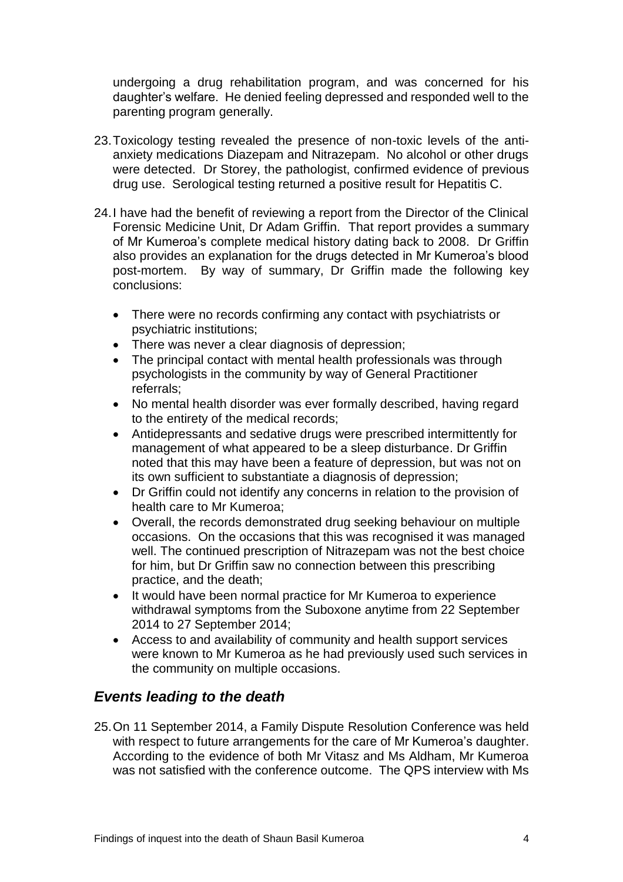undergoing a drug rehabilitation program, and was concerned for his daughter's welfare. He denied feeling depressed and responded well to the parenting program generally.

23. Toxicology testing revealed the presence of non-toxic levels of the anti-anxiety medications Diazepam and Nitrazepam. No alcohol or other drugs were detected. Dr Storey, the pathologist, confirmed evidence of previous drug use. Serological testing returned a positive result for Hepatitis C.

24. I have had the benefit of reviewing a report from the Director of the Clinical Forensic Medicine Unit, Dr Adam Griffin. That report provides a summary of Mr Kumeroa's complete medical history dating back to 2008. Dr Griffin also provides an explanation for the drugs detected in Mr Kumeroa's blood post-mortem. By way of summary, Dr Griffin made the following key conclusions:

    - There were no records confirming any contact with psychiatrists or psychiatric institutions;
    - There was never a clear diagnosis of depression;
    - The principal contact with mental health professionals was through psychologists in the community by way of General Practitioner referrals;
    - No mental health disorder was ever formally described, having regard to the entirety of the medical records;
    - Antidepressants and sedative drugs were prescribed intermittently for management of what appeared to be a sleep disturbance. Dr Griffin noted that this may have been a feature of depression, but was not on its own sufficient to substantiate a diagnosis of depression;
    - Dr Griffin could not identify any concerns in relation to the provision of health care to Mr Kumeroa;
    - Overall, the records demonstrated drug seeking behaviour on multiple occasions. On the occasions that this was recognised it was managed well. The continued prescription of Nitrazepam was not the best choice for him, but Dr Griffin saw no connection between this prescribing practice, and the death;
    - It would have been normal practice for Mr Kumeroa to experience withdrawal symptoms from the Suboxone anytime from 22 September 2014 to 27 September 2014;
    - Access to and availability of community and health support services were known to Mr Kumeroa as he had previously used such services in the community on multiple occasions.

## *Events leading to the death*

25. On 11 September 2014, a Family Dispute Resolution Conference was held with respect to future arrangements for the care of Mr Kumeroa's daughter. According to the evidence of both Mr Vitasz and Ms Aldham, Mr Kumeroa was not satisfied with the conference outcome. The QPS interview with Ms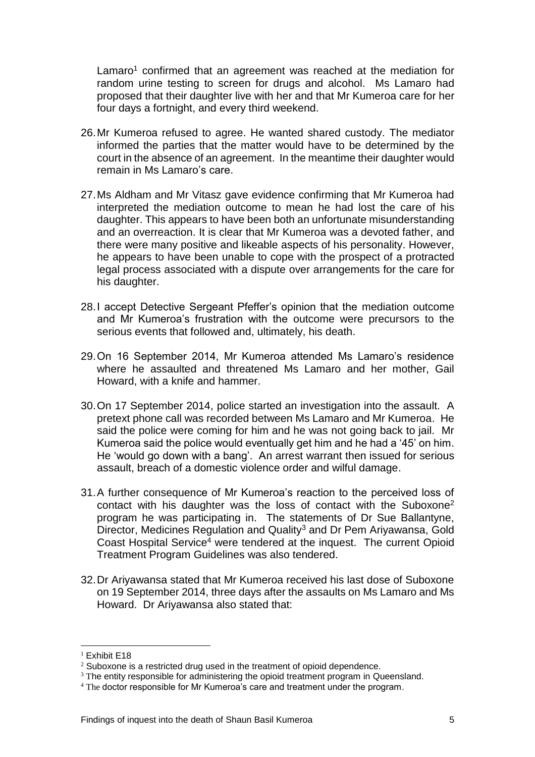Lamaro[1] confirmed that an agreement was reached at the mediation for random urine testing to screen for drugs and alcohol. Ms Lamaro had proposed that their daughter live with her and that Mr Kumeroa care for her four days a fortnight, and every third weekend.

26. Mr Kumeroa refused to agree. He wanted shared custody. The mediator informed the parties that the matter would have to be determined by the court in the absence of an agreement. In the meantime their daughter would remain in Ms Lamaro's care.

27. Ms Aldham and Mr Vitasz gave evidence confirming that Mr Kumeroa had interpreted the mediation outcome to mean he had lost the care of his daughter. This appears to have been both an unfortunate misunderstanding and an overreaction. It is clear that Mr Kumeroa was a devoted father, and there were many positive and likeable aspects of his personality. However, he appears to have been unable to cope with the prospect of a protracted legal process associated with a dispute over arrangements for the care for his daughter.

28. I accept Detective Sergeant Pfeffer's opinion that the mediation outcome and Mr Kumeroa's frustration with the outcome were precursors to the serious events that followed and, ultimately, his death.

29. On 16 September 2014, Mr Kumeroa attended Ms Lamaro's residence where he assaulted and threatened Ms Lamaro and her mother, Gail Howard, with a knife and hammer.

30. On 17 September 2014, police started an investigation into the assault. A pretext phone call was recorded between Ms Lamaro and Mr Kumeroa. He said the police were coming for him and he was not going back to jail. Mr Kumeroa said the police would eventually get him and he had a '45' on him. He 'would go down with a bang'. An arrest warrant then issued for serious assault, breach of a domestic violence order and wilful damage.

31. A further consequence of Mr Kumeroa's reaction to the perceived loss of contact with his daughter was the loss of contact with the Suboxone[2] program he was participating in. The statements of Dr Sue Ballantyne, Director, Medicines Regulation and Quality[3] and Dr Pem Ariyawansa, Gold Coast Hospital Service[4] were tendered at the inquest. The current Opioid Treatment Program Guidelines was also tendered.

32. Dr Ariyawansa stated that Mr Kumeroa received his last dose of Suboxone on 19 September 2014, three days after the assaults on Ms Lamaro and Ms Howard. Dr Ariyawansa also stated that:

---

[1] Exhibit E18

[2] Suboxone is a restricted drug used in the treatment of opioid dependence.

[3] The entity responsible for administering the opioid treatment program in Queensland.

[4] The doctor responsible for Mr Kumeroa's care and treatment under the program.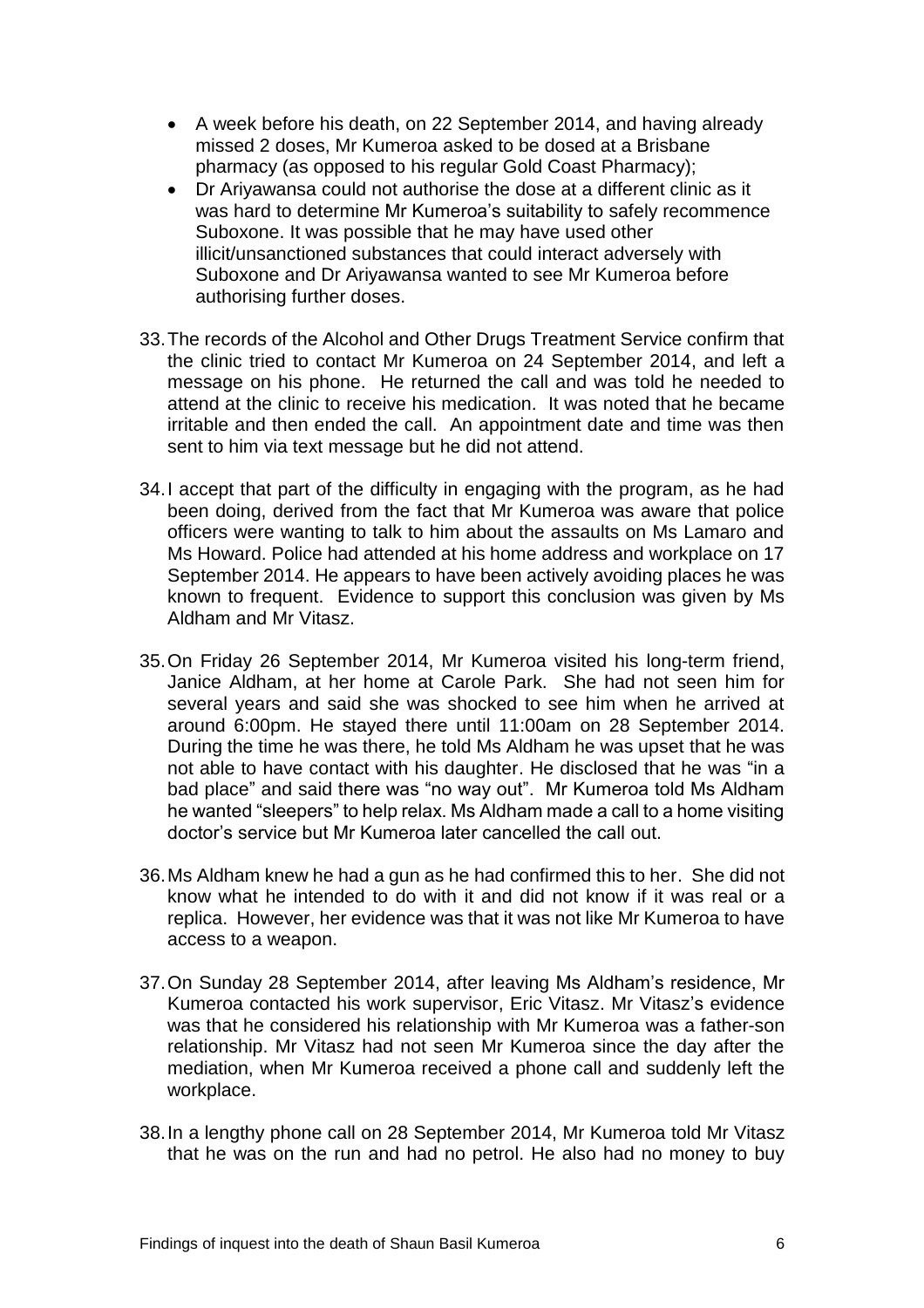- A week before his death, on 22 September 2014, and having already missed 2 doses, Mr Kumeroa asked to be dosed at a Brisbane pharmacy (as opposed to his regular Gold Coast Pharmacy);
- Dr Ariyawansa could not authorise the dose at a different clinic as it was hard to determine Mr Kumeroa's suitability to safely recommence Suboxone. It was possible that he may have used other illicit/unsanctioned substances that could interact adversely with Suboxone and Dr Ariyawansa wanted to see Mr Kumeroa before authorising further doses.

33. The records of the Alcohol and Other Drugs Treatment Service confirm that the clinic tried to contact Mr Kumeroa on 24 September 2014, and left a message on his phone. He returned the call and was told he needed to attend at the clinic to receive his medication. It was noted that he became irritable and then ended the call. An appointment date and time was then sent to him via text message but he did not attend.

34. I accept that part of the difficulty in engaging with the program, as he had been doing, derived from the fact that Mr Kumeroa was aware that police officers were wanting to talk to him about the assaults on Ms Lamaro and Ms Howard. Police had attended at his home address and workplace on 17 September 2014. He appears to have been actively avoiding places he was known to frequent. Evidence to support this conclusion was given by Ms Aldham and Mr Vitasz.

35. On Friday 26 September 2014, Mr Kumeroa visited his long-term friend, Janice Aldham, at her home at Carole Park. She had not seen him for several years and said she was shocked to see him when he arrived at around 6:00pm. He stayed there until 11:00am on 28 September 2014. During the time he was there, he told Ms Aldham he was upset that he was not able to have contact with his daughter. He disclosed that he was "in a bad place" and said there was "no way out". Mr Kumeroa told Ms Aldham he wanted "sleepers" to help relax. Ms Aldham made a call to a home visiting doctor's service but Mr Kumeroa later cancelled the call out.

36. Ms Aldham knew he had a gun as he had confirmed this to her. She did not know what he intended to do with it and did not know if it was real or a replica. However, her evidence was that it was not like Mr Kumeroa to have access to a weapon.

37. On Sunday 28 September 2014, after leaving Ms Aldham's residence, Mr Kumeroa contacted his work supervisor, Eric Vitasz. Mr Vitasz's evidence was that he considered his relationship with Mr Kumeroa was a father-son relationship. Mr Vitasz had not seen Mr Kumeroa since the day after the mediation, when Mr Kumeroa received a phone call and suddenly left the workplace.

38. In a lengthy phone call on 28 September 2014, Mr Kumeroa told Mr Vitasz that he was on the run and had no petrol. He also had no money to buy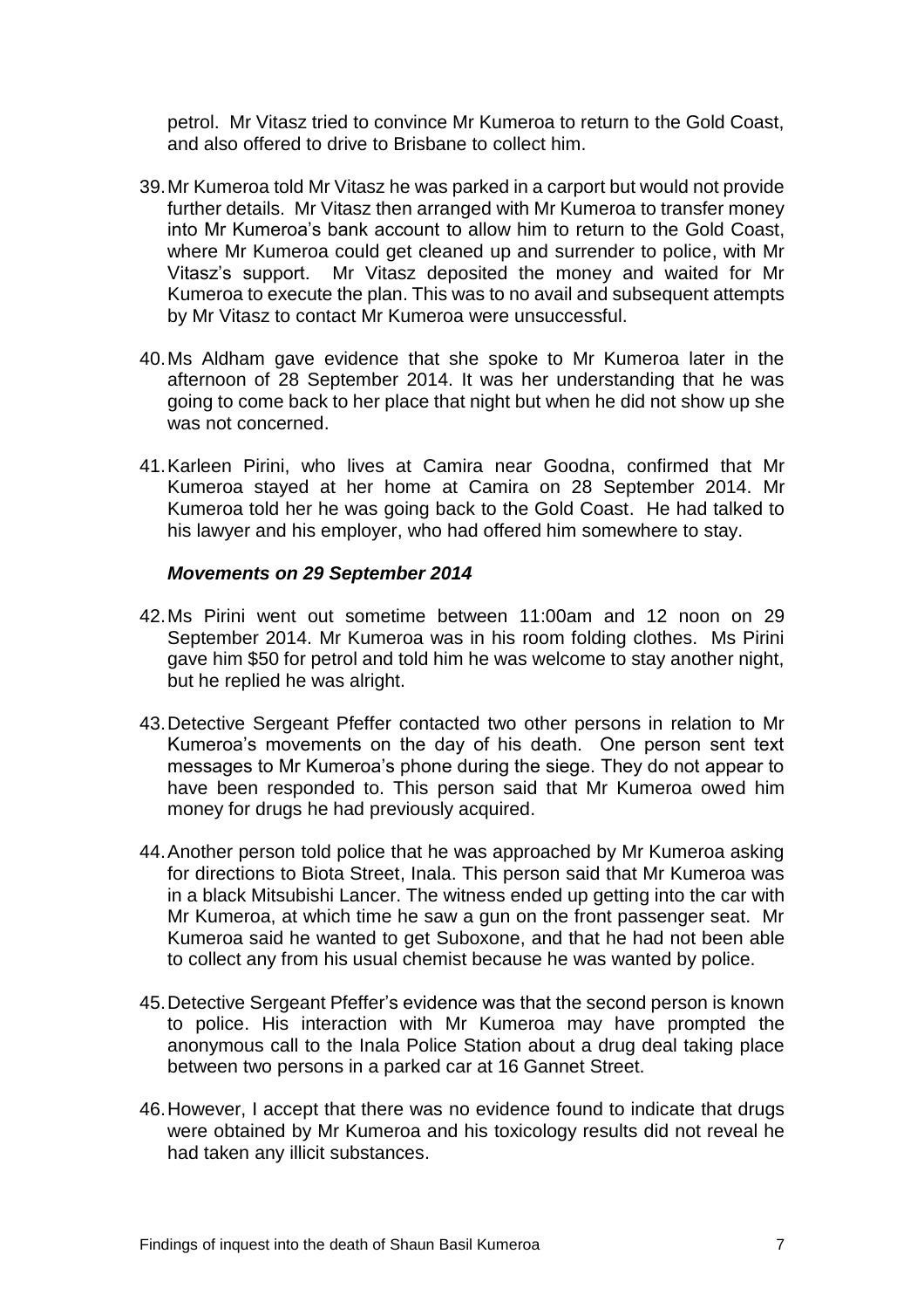petrol. Mr Vitasz tried to convince Mr Kumeroa to return to the Gold Coast, and also offered to drive to Brisbane to collect him.

39. Mr Kumeroa told Mr Vitasz he was parked in a carport but would not provide further details. Mr Vitasz then arranged with Mr Kumeroa to transfer money into Mr Kumeroa's bank account to allow him to return to the Gold Coast, where Mr Kumeroa could get cleaned up and surrender to police, with Mr Vitasz's support. Mr Vitasz deposited the money and waited for Mr Kumeroa to execute the plan. This was to no avail and subsequent attempts by Mr Vitasz to contact Mr Kumeroa were unsuccessful.

40. Ms Aldham gave evidence that she spoke to Mr Kumeroa later in the afternoon of 28 September 2014. It was her understanding that he was going to come back to her place that night but when he did not show up she was not concerned.

41. Karleen Pirini, who lives at Camira near Goodna, confirmed that Mr Kumeroa stayed at her home at Camira on 28 September 2014. Mr Kumeroa told her he was going back to the Gold Coast. He had talked to his lawyer and his employer, who had offered him somewhere to stay.

### *Movements on 29 September 2014*

42. Ms Pirini went out sometime between 11:00am and 12 noon on 29 September 2014. Mr Kumeroa was in his room folding clothes. Ms Pirini gave him $50 for petrol and told him he was welcome to stay another night, but he replied he was alright.

43. Detective Sergeant Pfeffer contacted two other persons in relation to Mr Kumeroa's movements on the day of his death. One person sent text messages to Mr Kumeroa's phone during the siege. They do not appear to have been responded to. This person said that Mr Kumeroa owed him money for drugs he had previously acquired.

44. Another person told police that he was approached by Mr Kumeroa asking for directions to Biota Street, Inala. This person said that Mr Kumeroa was in a black Mitsubishi Lancer. The witness ended up getting into the car with Mr Kumeroa, at which time he saw a gun on the front passenger seat. Mr Kumeroa said he wanted to get Suboxone, and that he had not been able to collect any from his usual chemist because he was wanted by police.

45. Detective Sergeant Pfeffer's evidence was that the second person is known to police. His interaction with Mr Kumeroa may have prompted the anonymous call to the Inala Police Station about a drug deal taking place between two persons in a parked car at 16 Gannet Street.

46. However, I accept that there was no evidence found to indicate that drugs were obtained by Mr Kumeroa and his toxicology results did not reveal he had taken any illicit substances.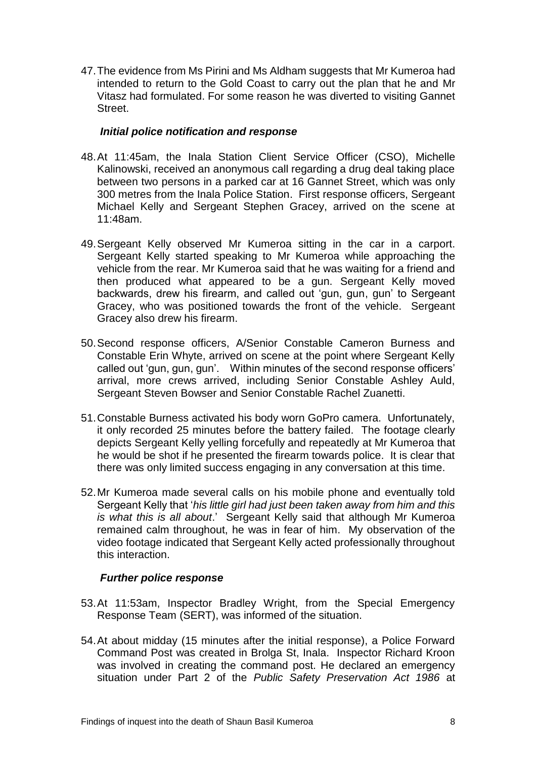47. The evidence from Ms Pirini and Ms Aldham suggests that Mr Kumeroa had intended to return to the Gold Coast to carry out the plan that he and Mr Vitasz had formulated. For some reason he was diverted to visiting Gannet Street.

### *Initial police notification and response*

48. At 11:45am, the Inala Station Client Service Officer (CSO), Michelle Kalinowski, received an anonymous call regarding a drug deal taking place between two persons in a parked car at 16 Gannet Street, which was only 300 metres from the Inala Police Station. First response officers, Sergeant Michael Kelly and Sergeant Stephen Gracey, arrived on the scene at 11:48am.

49. Sergeant Kelly observed Mr Kumeroa sitting in the car in a carport. Sergeant Kelly started speaking to Mr Kumeroa while approaching the vehicle from the rear. Mr Kumeroa said that he was waiting for a friend and then produced what appeared to be a gun. Sergeant Kelly moved backwards, drew his firearm, and called out 'gun, gun, gun' to Sergeant Gracey, who was positioned towards the front of the vehicle. Sergeant Gracey also drew his firearm.

50. Second response officers, A/Senior Constable Cameron Burness and Constable Erin Whyte, arrived on scene at the point where Sergeant Kelly called out 'gun, gun, gun'. Within minutes of the second response officers' arrival, more crews arrived, including Senior Constable Ashley Auld, Sergeant Steven Bowser and Senior Constable Rachel Zuanetti.

51. Constable Burness activated his body worn GoPro camera. Unfortunately, it only recorded 25 minutes before the battery failed. The footage clearly depicts Sergeant Kelly yelling forcefully and repeatedly at Mr Kumeroa that he would be shot if he presented the firearm towards police. It is clear that there was only limited success engaging in any conversation at this time.

52. Mr Kumeroa made several calls on his mobile phone and eventually told Sergeant Kelly that '*his little girl had just been taken away from him and this is what this is all about*.' Sergeant Kelly said that although Mr Kumeroa remained calm throughout, he was in fear of him. My observation of the video footage indicated that Sergeant Kelly acted professionally throughout this interaction.

### *Further police response*

53. At 11:53am, Inspector Bradley Wright, from the Special Emergency Response Team (SERT), was informed of the situation.

54. At about midday (15 minutes after the initial response), a Police Forward Command Post was created in Brolga St, Inala. Inspector Richard Kroon was involved in creating the command post. He declared an emergency situation under Part 2 of the *Public Safety Preservation Act 1986* at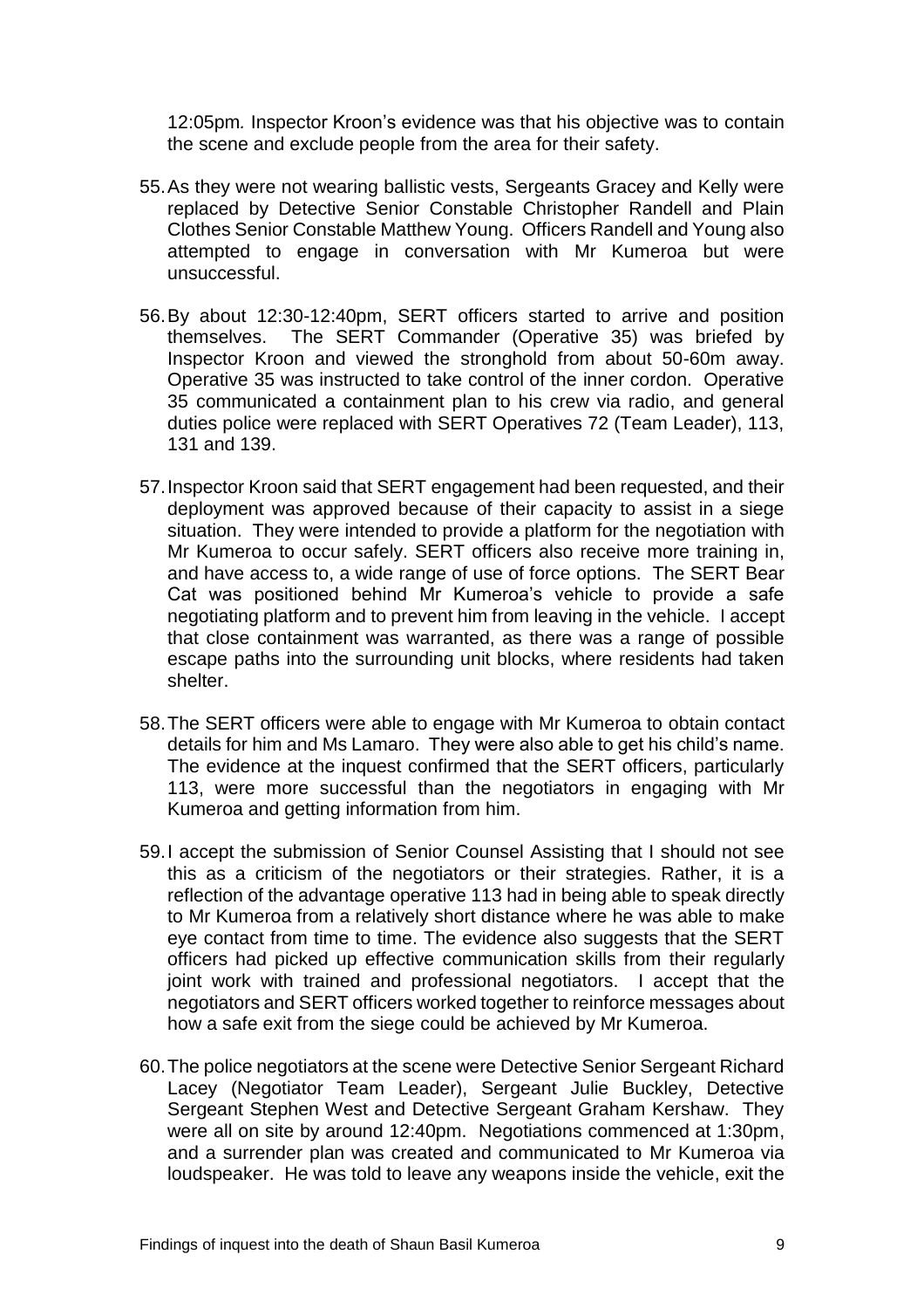12:05pm. Inspector Kroon's evidence was that his objective was to contain the scene and exclude people from the area for their safety.

55. As they were not wearing ballistic vests, Sergeants Gracey and Kelly were replaced by Detective Senior Constable Christopher Randell and Plain Clothes Senior Constable Matthew Young. Officers Randell and Young also attempted to engage in conversation with Mr Kumeroa but were unsuccessful.

56. By about 12:30-12:40pm, SERT officers started to arrive and position themselves. The SERT Commander (Operative 35) was briefed by Inspector Kroon and viewed the stronghold from about 50-60m away. Operative 35 was instructed to take control of the inner cordon. Operative 35 communicated a containment plan to his crew via radio, and general duties police were replaced with SERT Operatives 72 (Team Leader), 113, 131 and 139.

57. Inspector Kroon said that SERT engagement had been requested, and their deployment was approved because of their capacity to assist in a siege situation. They were intended to provide a platform for the negotiation with Mr Kumeroa to occur safely. SERT officers also receive more training in, and have access to, a wide range of use of force options. The SERT Bear Cat was positioned behind Mr Kumeroa's vehicle to provide a safe negotiating platform and to prevent him from leaving in the vehicle. I accept that close containment was warranted, as there was a range of possible escape paths into the surrounding unit blocks, where residents had taken shelter.

58. The SERT officers were able to engage with Mr Kumeroa to obtain contact details for him and Ms Lamaro. They were also able to get his child's name. The evidence at the inquest confirmed that the SERT officers, particularly 113, were more successful than the negotiators in engaging with Mr Kumeroa and getting information from him.

59. I accept the submission of Senior Counsel Assisting that I should not see this as a criticism of the negotiators or their strategies. Rather, it is a reflection of the advantage operative 113 had in being able to speak directly to Mr Kumeroa from a relatively short distance where he was able to make eye contact from time to time. The evidence also suggests that the SERT officers had picked up effective communication skills from their regularly joint work with trained and professional negotiators. I accept that the negotiators and SERT officers worked together to reinforce messages about how a safe exit from the siege could be achieved by Mr Kumeroa.

60. The police negotiators at the scene were Detective Senior Sergeant Richard Lacey (Negotiator Team Leader), Sergeant Julie Buckley, Detective Sergeant Stephen West and Detective Sergeant Graham Kershaw. They were all on site by around 12:40pm. Negotiations commenced at 1:30pm, and a surrender plan was created and communicated to Mr Kumeroa via loudspeaker. He was told to leave any weapons inside the vehicle, exit the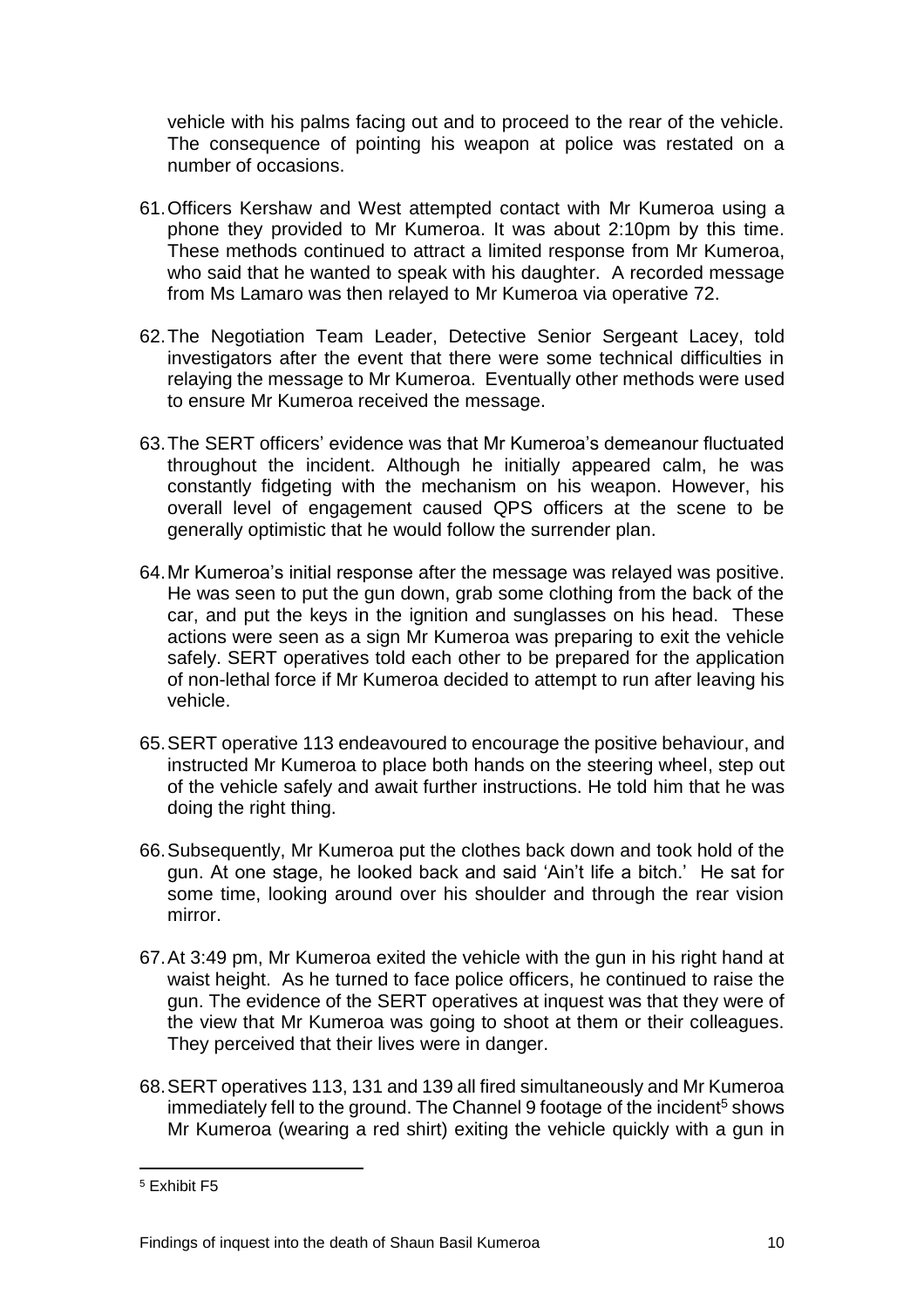vehicle with his palms facing out and to proceed to the rear of the vehicle. The consequence of pointing his weapon at police was restated on a number of occasions.

61. Officers Kershaw and West attempted contact with Mr Kumeroa using a phone they provided to Mr Kumeroa. It was about 2:10pm by this time. These methods continued to attract a limited response from Mr Kumeroa, who said that he wanted to speak with his daughter. A recorded message from Ms Lamaro was then relayed to Mr Kumeroa via operative 72.

62. The Negotiation Team Leader, Detective Senior Sergeant Lacey, told investigators after the event that there were some technical difficulties in relaying the message to Mr Kumeroa. Eventually other methods were used to ensure Mr Kumeroa received the message.

63. The SERT officers' evidence was that Mr Kumeroa's demeanour fluctuated throughout the incident. Although he initially appeared calm, he was constantly fidgeting with the mechanism on his weapon. However, his overall level of engagement caused QPS officers at the scene to be generally optimistic that he would follow the surrender plan.

64. Mr Kumeroa's initial response after the message was relayed was positive. He was seen to put the gun down, grab some clothing from the back of the car, and put the keys in the ignition and sunglasses on his head. These actions were seen as a sign Mr Kumeroa was preparing to exit the vehicle safely. SERT operatives told each other to be prepared for the application of non-lethal force if Mr Kumeroa decided to attempt to run after leaving his vehicle.

65. SERT operative 113 endeavoured to encourage the positive behaviour, and instructed Mr Kumeroa to place both hands on the steering wheel, step out of the vehicle safely and await further instructions. He told him that he was doing the right thing.

66. Subsequently, Mr Kumeroa put the clothes back down and took hold of the gun. At one stage, he looked back and said 'Ain't life a bitch.' He sat for some time, looking around over his shoulder and through the rear vision mirror.

67. At 3:49 pm, Mr Kumeroa exited the vehicle with the gun in his right hand at waist height. As he turned to face police officers, he continued to raise the gun. The evidence of the SERT operatives at inquest was that they were of the view that Mr Kumeroa was going to shoot at them or their colleagues. They perceived that their lives were in danger.

68. SERT operatives 113, 131 and 139 all fired simultaneously and Mr Kumeroa immediately fell to the ground. The Channel 9 footage of the incident[5] shows Mr Kumeroa (wearing a red shirt) exiting the vehicle quickly with a gun in

[5] Exhibit F5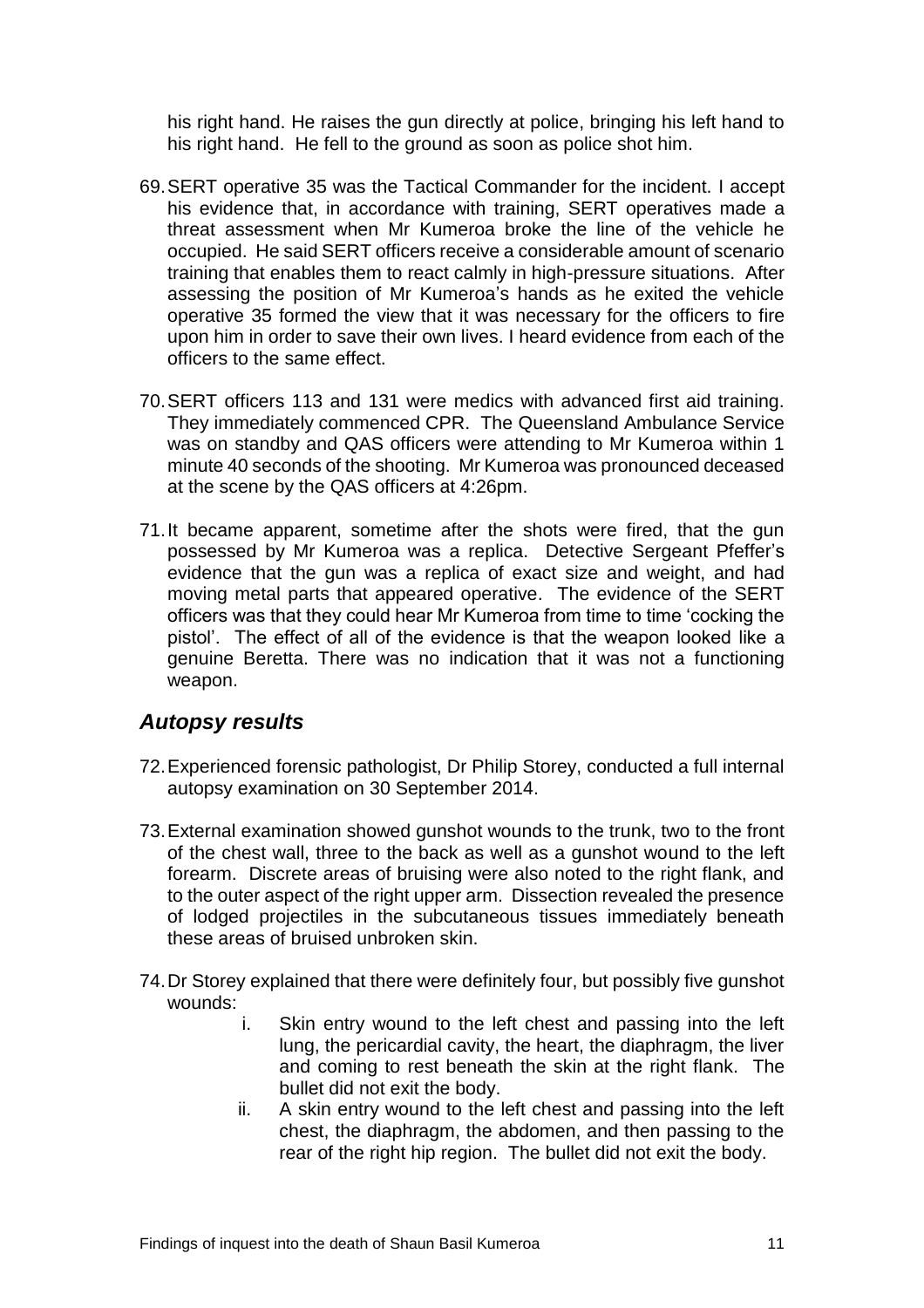his right hand. He raises the gun directly at police, bringing his left hand to his right hand. He fell to the ground as soon as police shot him.

69. SERT operative 35 was the Tactical Commander for the incident. I accept his evidence that, in accordance with training, SERT operatives made a threat assessment when Mr Kumeroa broke the line of the vehicle he occupied. He said SERT officers receive a considerable amount of scenario training that enables them to react calmly in high-pressure situations. After assessing the position of Mr Kumeroa's hands as he exited the vehicle operative 35 formed the view that it was necessary for the officers to fire upon him in order to save their own lives. I heard evidence from each of the officers to the same effect.

70. SERT officers 113 and 131 were medics with advanced first aid training. They immediately commenced CPR. The Queensland Ambulance Service was on standby and QAS officers were attending to Mr Kumeroa within 1 minute 40 seconds of the shooting. Mr Kumeroa was pronounced deceased at the scene by the QAS officers at 4:26pm.

71. It became apparent, sometime after the shots were fired, that the gun possessed by Mr Kumeroa was a replica. Detective Sergeant Pfeffer's evidence that the gun was a replica of exact size and weight, and had moving metal parts that appeared operative. The evidence of the SERT officers was that they could hear Mr Kumeroa from time to time 'cocking the pistol'. The effect of all of the evidence is that the weapon looked like a genuine Beretta. There was no indication that it was not a functioning weapon.

## *Autopsy results*

72. Experienced forensic pathologist, Dr Philip Storey, conducted a full internal autopsy examination on 30 September 2014.

73. External examination showed gunshot wounds to the trunk, two to the front of the chest wall, three to the back as well as a gunshot wound to the left forearm. Discrete areas of bruising were also noted to the right flank, and to the outer aspect of the right upper arm. Dissection revealed the presence of lodged projectiles in the subcutaneous tissues immediately beneath these areas of bruised unbroken skin.

74. Dr Storey explained that there were definitely four, but possibly five gunshot wounds:

    i. Skin entry wound to the left chest and passing into the left lung, the pericardial cavity, the heart, the diaphragm, the liver and coming to rest beneath the skin at the right flank. The bullet did not exit the body.

    ii. A skin entry wound to the left chest and passing into the left chest, the diaphragm, the abdomen, and then passing to the rear of the right hip region. The bullet did not exit the body.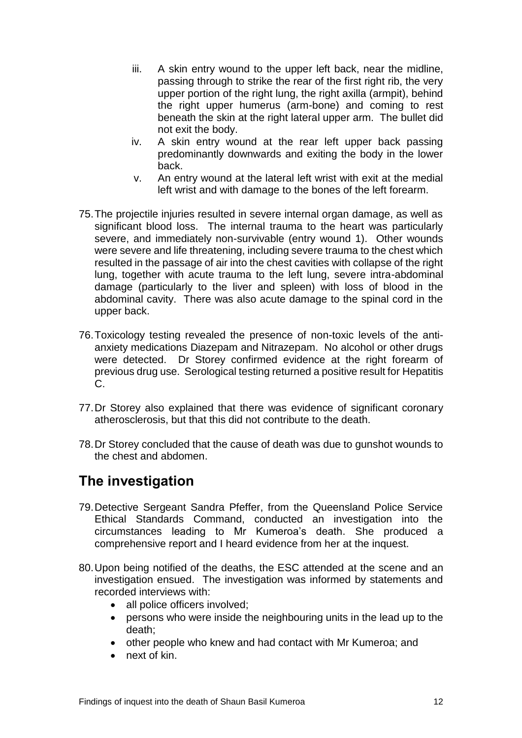iii. A skin entry wound to the upper left back, near the midline, passing through to strike the rear of the first right rib, the very upper portion of the right lung, the right axilla (armpit), behind the right upper humerus (arm-bone) and coming to rest beneath the skin at the right lateral upper arm. The bullet did not exit the body.

iv. A skin entry wound at the rear left upper back passing predominantly downwards and exiting the body in the lower back.

v. An entry wound at the lateral left wrist with exit at the medial left wrist and with damage to the bones of the left forearm.

75. The projectile injuries resulted in severe internal organ damage, as well as significant blood loss. The internal trauma to the heart was particularly severe, and immediately non-survivable (entry wound 1). Other wounds were severe and life threatening, including severe trauma to the chest which resulted in the passage of air into the chest cavities with collapse of the right lung, together with acute trauma to the left lung, severe intra-abdominal damage (particularly to the liver and spleen) with loss of blood in the abdominal cavity. There was also acute damage to the spinal cord in the upper back.

76. Toxicology testing revealed the presence of non-toxic levels of the anti-anxiety medications Diazepam and Nitrazepam. No alcohol or other drugs were detected. Dr Storey confirmed evidence at the right forearm of previous drug use. Serological testing returned a positive result for Hepatitis C.

77. Dr Storey also explained that there was evidence of significant coronary atherosclerosis, but that this did not contribute to the death.

78. Dr Storey concluded that the cause of death was due to gunshot wounds to the chest and abdomen.

## The investigation

79. Detective Sergeant Sandra Pfeffer, from the Queensland Police Service Ethical Standards Command, conducted an investigation into the circumstances leading to Mr Kumeroa's death. She produced a comprehensive report and I heard evidence from her at the inquest.

80. Upon being notified of the deaths, the ESC attended at the scene and an investigation ensued. The investigation was informed by statements and recorded interviews with:
    - all police officers involved;
    - persons who were inside the neighbouring units in the lead up to the death;
    - other people who knew and had contact with Mr Kumeroa; and
    - next of kin.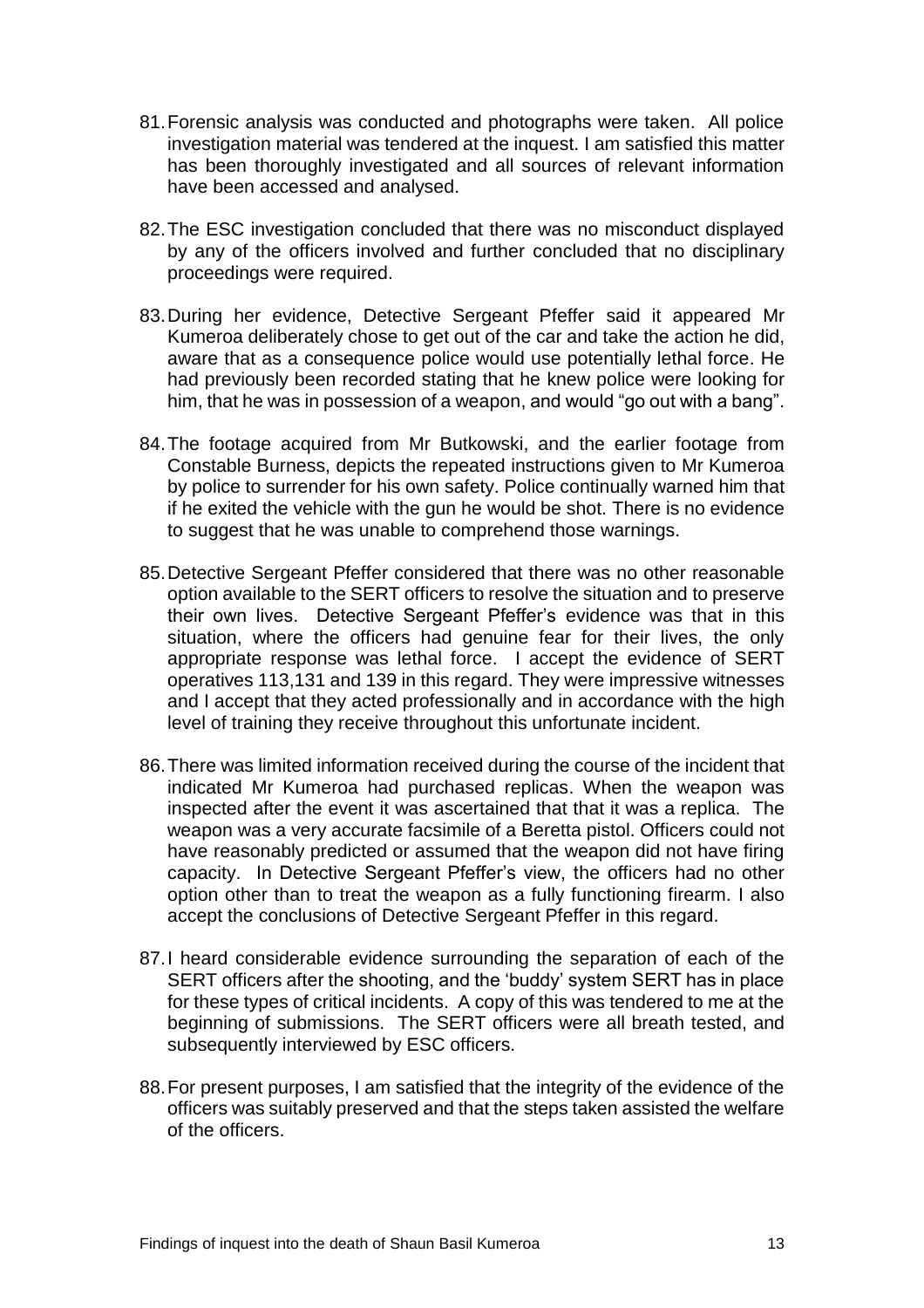81. Forensic analysis was conducted and photographs were taken. All police investigation material was tendered at the inquest. I am satisfied this matter has been thoroughly investigated and all sources of relevant information have been accessed and analysed.

82. The ESC investigation concluded that there was no misconduct displayed by any of the officers involved and further concluded that no disciplinary proceedings were required.

83. During her evidence, Detective Sergeant Pfeffer said it appeared Mr Kumeroa deliberately chose to get out of the car and take the action he did, aware that as a consequence police would use potentially lethal force. He had previously been recorded stating that he knew police were looking for him, that he was in possession of a weapon, and would "go out with a bang".

84. The footage acquired from Mr Butkowski, and the earlier footage from Constable Burness, depicts the repeated instructions given to Mr Kumeroa by police to surrender for his own safety. Police continually warned him that if he exited the vehicle with the gun he would be shot. There is no evidence to suggest that he was unable to comprehend those warnings.

85. Detective Sergeant Pfeffer considered that there was no other reasonable option available to the SERT officers to resolve the situation and to preserve their own lives. Detective Sergeant Pfeffer's evidence was that in this situation, where the officers had genuine fear for their lives, the only appropriate response was lethal force. I accept the evidence of SERT operatives 113,131 and 139 in this regard. They were impressive witnesses and I accept that they acted professionally and in accordance with the high level of training they receive throughout this unfortunate incident.

86. There was limited information received during the course of the incident that indicated Mr Kumeroa had purchased replicas. When the weapon was inspected after the event it was ascertained that that it was a replica. The weapon was a very accurate facsimile of a Beretta pistol. Officers could not have reasonably predicted or assumed that the weapon did not have firing capacity. In Detective Sergeant Pfeffer's view, the officers had no other option other than to treat the weapon as a fully functioning firearm. I also accept the conclusions of Detective Sergeant Pfeffer in this regard.

87. I heard considerable evidence surrounding the separation of each of the SERT officers after the shooting, and the 'buddy' system SERT has in place for these types of critical incidents. A copy of this was tendered to me at the beginning of submissions. The SERT officers were all breath tested, and subsequently interviewed by ESC officers.

88. For present purposes, I am satisfied that the integrity of the evidence of the officers was suitably preserved and that the steps taken assisted the welfare of the officers.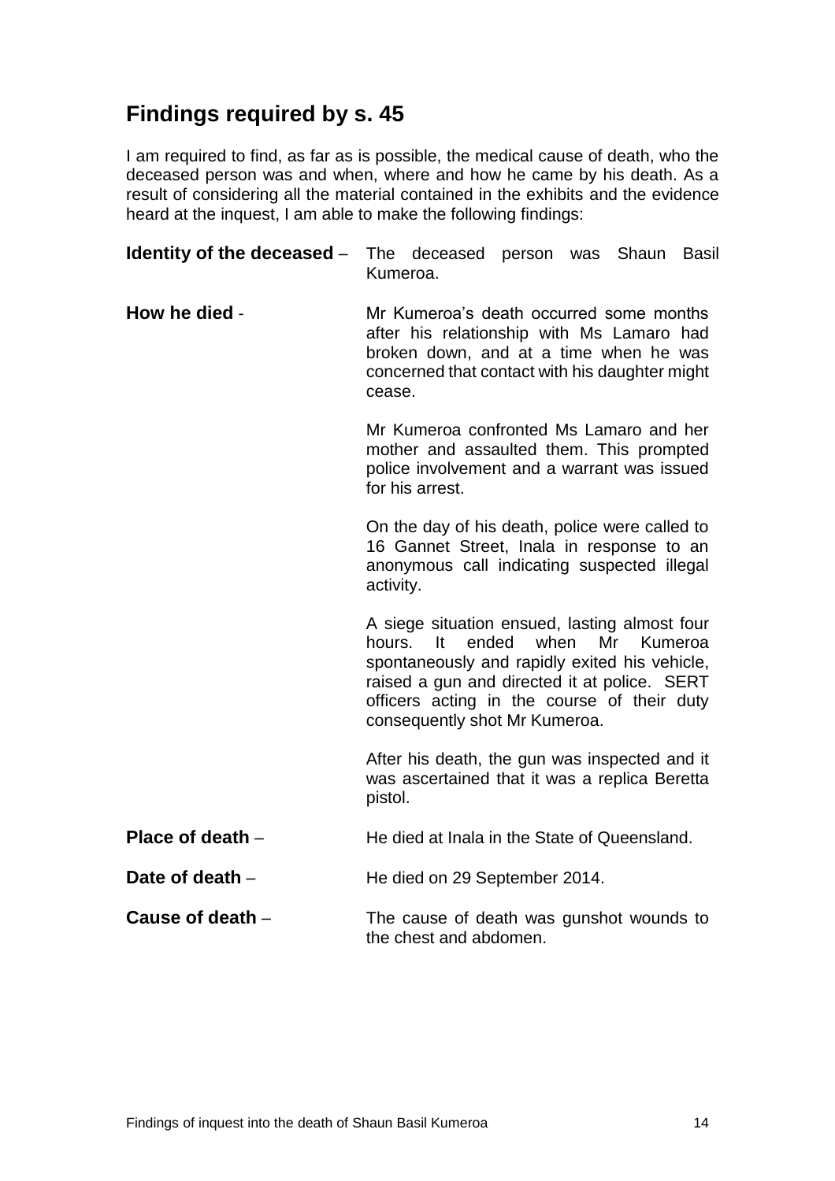## Findings required by s. 45

I am required to find, as far as is possible, the medical cause of death, who the deceased person was and when, where and how he came by his death. As a result of considering all the material contained in the exhibits and the evidence heard at the inquest, I am able to make the following findings:

**Identity of the deceased** – The deceased person was Shaun Basil Kumeroa.

**How he died** - Mr Kumeroa's death occurred some months after his relationship with Ms Lamaro had broken down, and at a time when he was concerned that contact with his daughter might cease.

Mr Kumeroa confronted Ms Lamaro and her mother and assaulted them. This prompted police involvement and a warrant was issued for his arrest.

On the day of his death, police were called to 16 Gannet Street, Inala in response to an anonymous call indicating suspected illegal activity.

A siege situation ensued, lasting almost four hours. It ended when Mr Kumeroa spontaneously and rapidly exited his vehicle, raised a gun and directed it at police. SERT officers acting in the course of their duty consequently shot Mr Kumeroa.

After his death, the gun was inspected and it was ascertained that it was a replica Beretta pistol.

**Place of death** – He died at Inala in the State of Queensland.

**Date of death** – He died on 29 September 2014.

**Cause of death** – The cause of death was gunshot wounds to the chest and abdomen.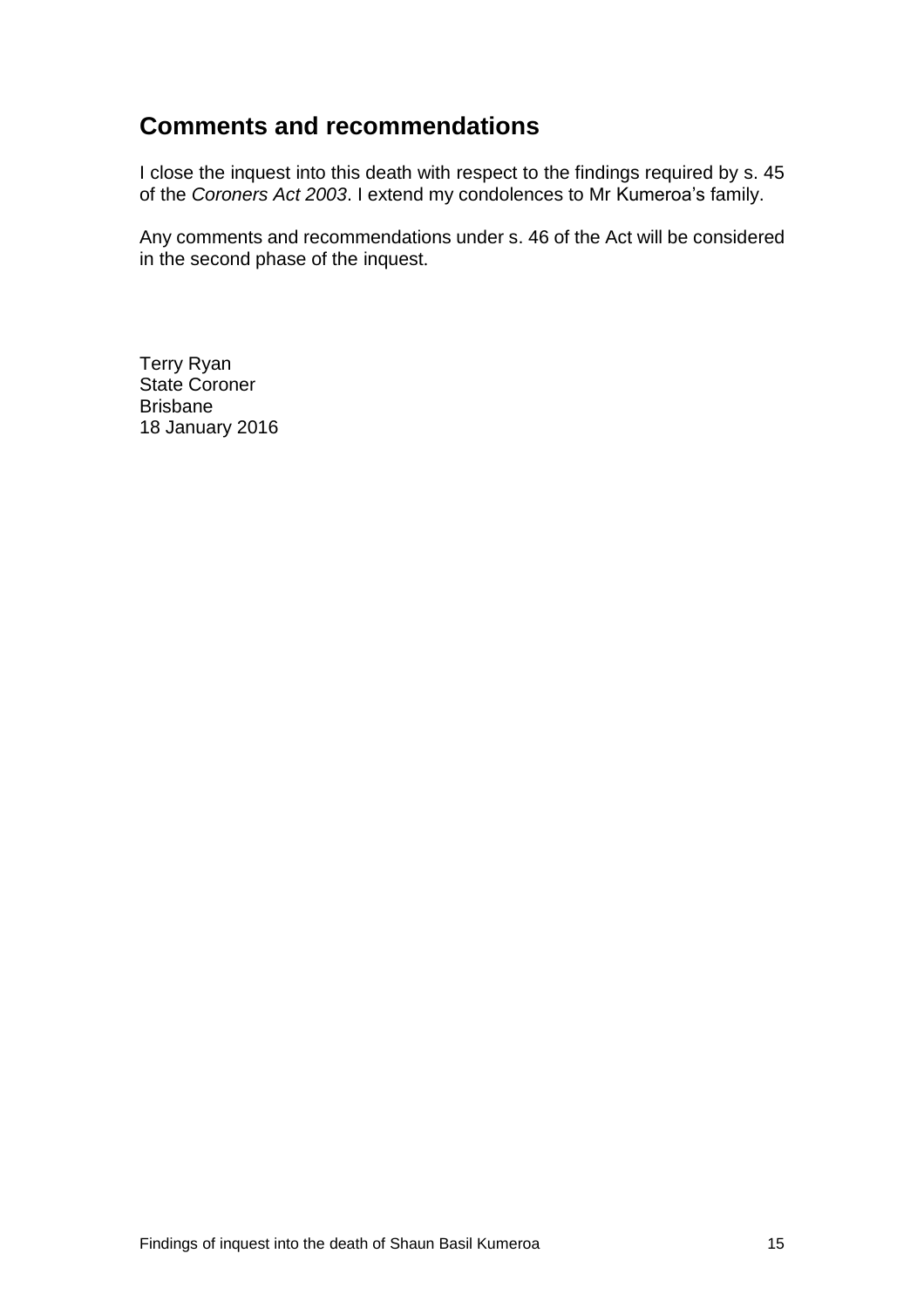## Comments and recommendations

I close the inquest into this death with respect to the findings required by s. 45 of the *Coroners Act 2003*. I extend my condolences to Mr Kumeroa's family.

Any comments and recommendations under s. 46 of the Act will be considered in the second phase of the inquest.

Terry Ryan
State Coroner
Brisbane
18 January 2016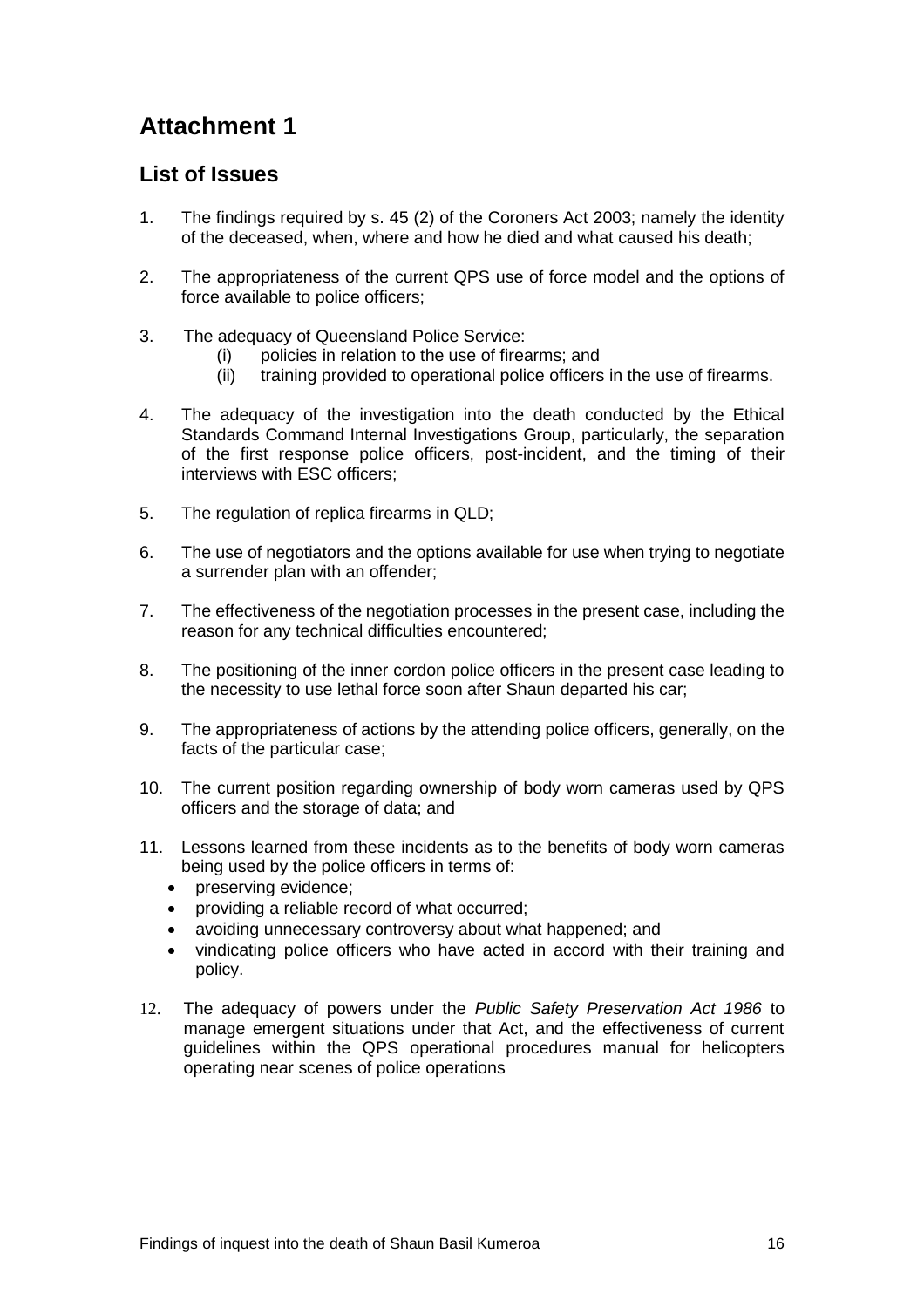# Attachment 1

## List of Issues

1. The findings required by s. 45 (2) of the Coroners Act 2003; namely the identity of the deceased, when, where and how he died and what caused his death;

2. The appropriateness of the current QPS use of force model and the options of force available to police officers;

3. The adequacy of Queensland Police Service:
   (i) policies in relation to the use of firearms; and
   (ii) training provided to operational police officers in the use of firearms.

4. The adequacy of the investigation into the death conducted by the Ethical Standards Command Internal Investigations Group, particularly, the separation of the first response police officers, post-incident, and the timing of their interviews with ESC officers;

5. The regulation of replica firearms in QLD;

6. The use of negotiators and the options available for use when trying to negotiate a surrender plan with an offender;

7. The effectiveness of the negotiation processes in the present case, including the reason for any technical difficulties encountered;

8. The positioning of the inner cordon police officers in the present case leading to the necessity to use lethal force soon after Shaun departed his car;

9. The appropriateness of actions by the attending police officers, generally, on the facts of the particular case;

10. The current position regarding ownership of body worn cameras used by QPS officers and the storage of data; and

11. Lessons learned from these incidents as to the benefits of body worn cameras being used by the police officers in terms of:
    - preserving evidence;
    - providing a reliable record of what occurred;
    - avoiding unnecessary controversy about what happened; and
    - vindicating police officers who have acted in accord with their training and policy.

12. The adequacy of powers under the *Public Safety Preservation Act 1986* to manage emergent situations under that Act, and the effectiveness of current guidelines within the QPS operational procedures manual for helicopters operating near scenes of police operations